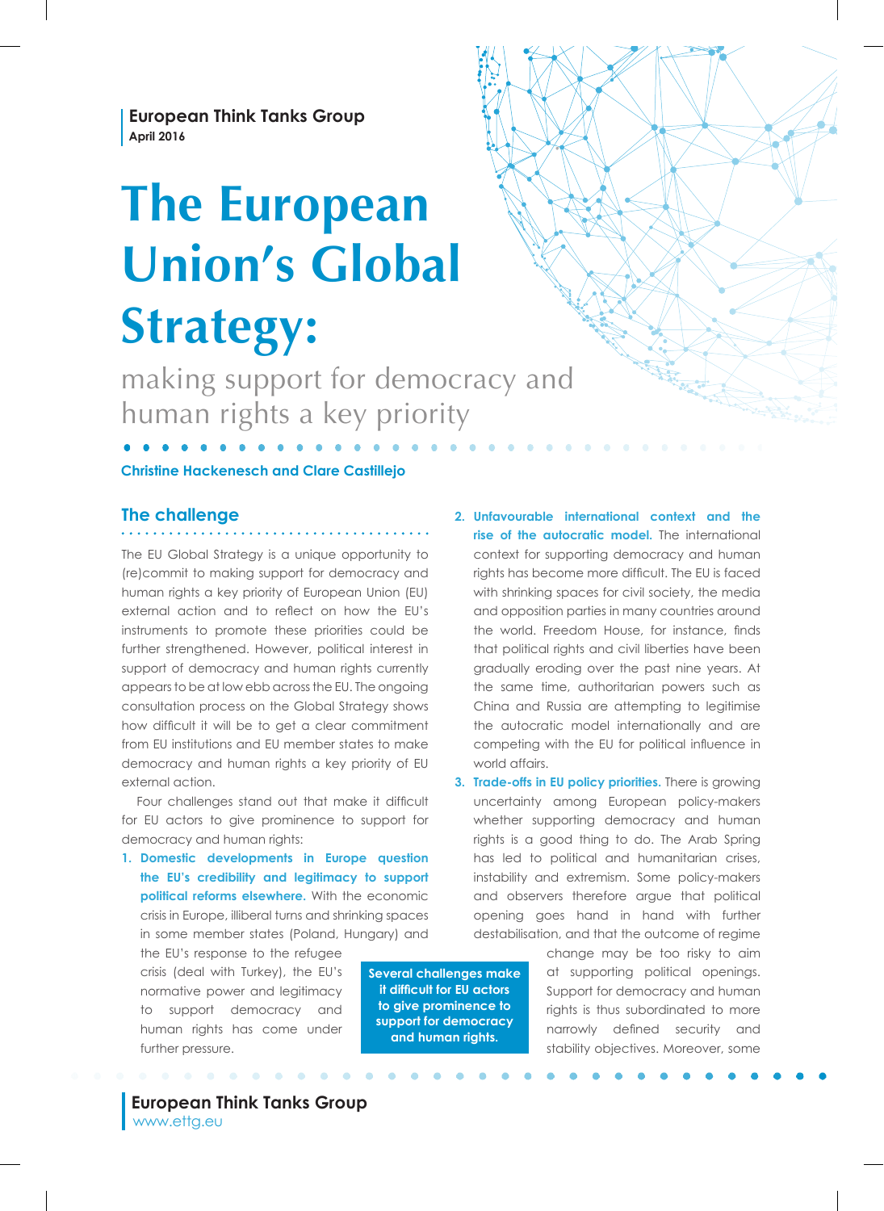European Think Tanks Group
April 2016

# The European Union's Global Strategy:

## making support for democracy and human rights a key priority

**Christine Hackenesch and Clare Castillejo**

### The challenge

The EU Global Strategy is a unique opportunity to (re)commit to making support for democracy and human rights a key priority of European Union (EU) external action and to reflect on how the EU's instruments to promote these priorities could be further strengthened. However, political interest in support of democracy and human rights currently appears to be at low ebb across the EU. The ongoing consultation process on the Global Strategy shows how difficult it will be to get a clear commitment from EU institutions and EU member states to make democracy and human rights a key priority of EU external action.

Four challenges stand out that make it difficult for EU actors to give prominence to support for democracy and human rights:

1. **Domestic developments in Europe question the EU's credibility and legitimacy to support political reforms elsewhere.** With the economic crisis in Europe, illiberal turns and shrinking spaces in some member states (Poland, Hungary) and the EU's response to the refugee crisis (deal with Turkey), the EU's normative power and legitimacy to support democracy and human rights has come under further pressure.
2. **Unfavourable international context and the rise of the autocratic model.** The international context for supporting democracy and human rights has become more difficult. The EU is faced with shrinking spaces for civil society, the media and opposition parties in many countries around the world. Freedom House, for instance, finds that political rights and civil liberties have been gradually eroding over the past nine years. At the same time, authoritarian powers such as China and Russia are attempting to legitimise the autocratic model internationally and are competing with the EU for political influence in world affairs.
3. **Trade-offs in EU policy priorities.** There is growing uncertainty among European policy-makers whether supporting democracy and human rights is a good thing to do. The Arab Spring has led to political and humanitarian crises, instability and extremism. Some policy-makers and observers therefore argue that political opening goes hand in hand with further destabilisation, and that the outcome of regime change may be too risky to aim at supporting political openings. Support for democracy and human rights is thus subordinated to more narrowly defined security and stability objectives. Moreover, some

**Several challenges make it difficult for EU actors to give prominence to support for democracy and human rights.**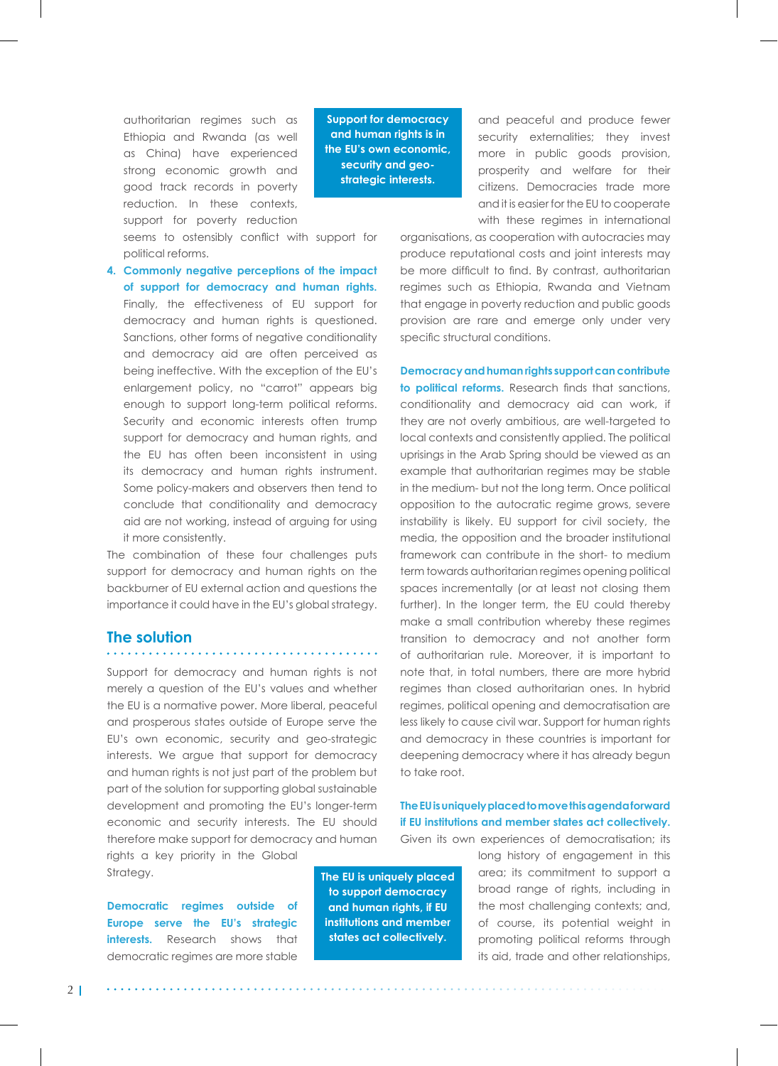authoritarian regimes such as Ethiopia and Rwanda (as well as China) have experienced strong economic growth and good track records in poverty reduction. In these contexts, support for poverty reduction seems to ostensibly conflict with support for political reforms.

4. **Commonly negative perceptions of the impact of support for democracy and human rights.** Finally, the effectiveness of EU support for democracy and human rights is questioned. Sanctions, other forms of negative conditionality and democracy aid are often perceived as being ineffective. With the exception of the EU's enlargement policy, no "carrot" appears big enough to support long-term political reforms. Security and economic interests often trump support for democracy and human rights, and the EU has often been inconsistent in using its democracy and human rights instrument. Some policy-makers and observers then tend to conclude that conditionality and democracy aid are not working, instead of arguing for using it more consistently.

The combination of these four challenges puts support for democracy and human rights on the backburner of EU external action and questions the importance it could have in the EU's global strategy.

## The solution

Support for democracy and human rights is not merely a question of the EU's values and whether the EU is a normative power. More liberal, peaceful and prosperous states outside of Europe serve the EU's own economic, security and geo-strategic interests. We argue that support for democracy and human rights is not just part of the problem but part of the solution for supporting global sustainable development and promoting the EU's longer-term economic and security interests. The EU should therefore make support for democracy and human rights a key priority in the Global Strategy.

> **Support for democracy and human rights is in the EU's own economic, security and geo-strategic interests.**

**Democratic regimes outside of Europe serve the EU's strategic interests.** Research shows that democratic regimes are more stable and peaceful and produce fewer security externalities; they invest more in public goods provision, prosperity and welfare for their citizens. Democracies trade more and it is easier for the EU to cooperate with these regimes in international organisations, as cooperation with autocracies may produce reputational costs and joint interests may be more difficult to find. By contrast, authoritarian regimes such as Ethiopia, Rwanda and Vietnam that engage in poverty reduction and public goods provision are rare and emerge only under very specific structural conditions.

**Democracy and human rights support can contribute to political reforms.** Research finds that sanctions, conditionality and democracy aid can work, if they are not overly ambitious, are well-targeted to local contexts and consistently applied. The political uprisings in the Arab Spring should be viewed as an example that authoritarian regimes may be stable in the medium- but not the long term. Once political opposition to the autocratic regime grows, severe instability is likely. EU support for civil society, the media, the opposition and the broader institutional framework can contribute in the short- to medium term towards authoritarian regimes opening political spaces incrementally (or at least not closing them further). In the longer term, the EU could thereby make a small contribution whereby these regimes transition to democracy and not another form of authoritarian rule. Moreover, it is important to note that, in total numbers, there are more hybrid regimes than closed authoritarian ones. In hybrid regimes, political opening and democratisation are less likely to cause civil war. Support for human rights and democracy in these countries is important for deepening democracy where it has already begun to take root.

**The EU is uniquely placed to move this agenda forward if EU institutions and member states act collectively.** Given its own experiences of democratisation; its long history of engagement in this area; its commitment to support a broad range of rights, including in the most challenging contexts; and, of course, its potential weight in promoting political reforms through its aid, trade and other relationships,

> **The EU is uniquely placed to support democracy and human rights, if EU institutions and member states act collectively.**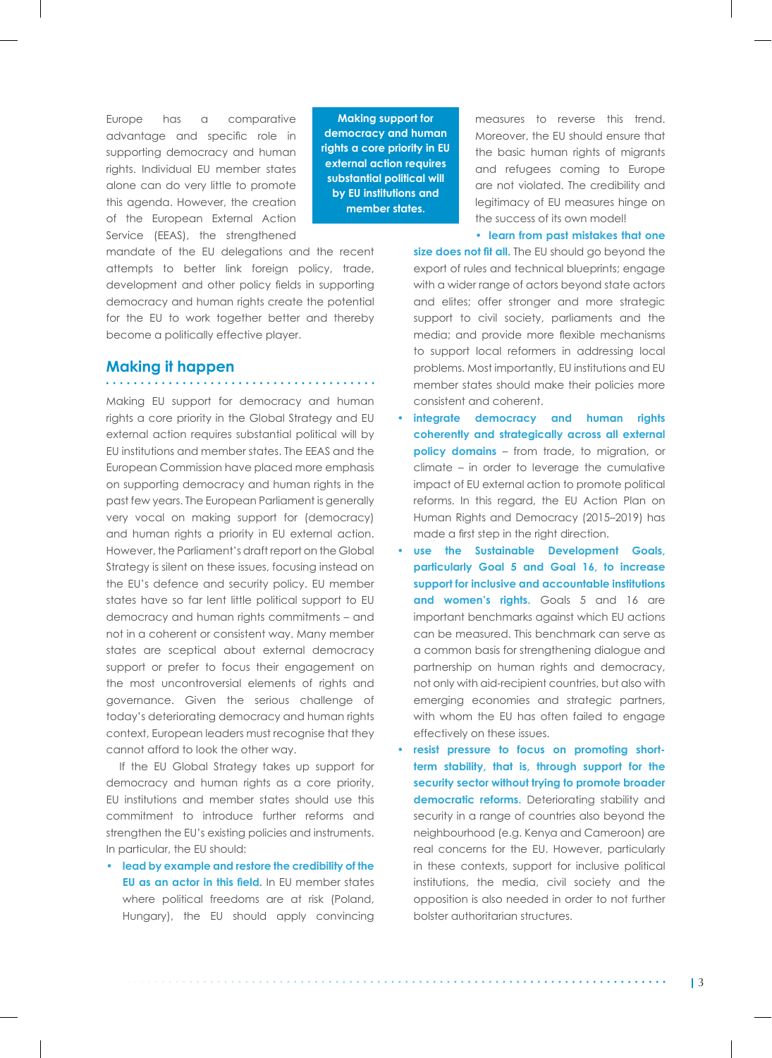Europe has a comparative advantage and specific role in supporting democracy and human rights. Individual EU member states alone can do very little to promote this agenda. However, the creation of the European External Action Service (EEAS), the strengthened mandate of the EU delegations and the recent attempts to better link foreign policy, trade, development and other policy fields in supporting democracy and human rights create the potential for the EU to work together better and thereby become a politically effective player.

**Making support for democracy and human rights a core priority in EU external action requires substantial political will by EU institutions and member states.**

## Making it happen

Making EU support for democracy and human rights a core priority in the Global Strategy and EU external action requires substantial political will by EU institutions and member states. The EEAS and the European Commission have placed more emphasis on supporting democracy and human rights in the past few years. The European Parliament is generally very vocal on making support for (democracy) and human rights a priority in EU external action. However, the Parliament's draft report on the Global Strategy is silent on these issues, focusing instead on the EU's defence and security policy. EU member states have so far lent little political support to EU democracy and human rights commitments – and not in a coherent or consistent way. Many member states are sceptical about external democracy support or prefer to focus their engagement on the most uncontroversial elements of rights and governance. Given the serious challenge of today's deteriorating democracy and human rights context, European leaders must recognise that they cannot afford to look the other way.

If the EU Global Strategy takes up support for democracy and human rights as a core priority, EU institutions and member states should use this commitment to introduce further reforms and strengthen the EU's existing policies and instruments. In particular, the EU should:

- **lead by example and restore the credibility of the EU as an actor in this field.** In EU member states where political freedoms are at risk (Poland, Hungary), the EU should apply convincing measures to reverse this trend. Moreover, the EU should ensure that the basic human rights of migrants and refugees coming to Europe are not violated. The credibility and legitimacy of EU measures hinge on the success of its own model!
- **learn from past mistakes that one size does not fit all.** The EU should go beyond the export of rules and technical blueprints; engage with a wider range of actors beyond state actors and elites; offer stronger and more strategic support to civil society, parliaments and the media; and provide more flexible mechanisms to support local reformers in addressing local problems. Most importantly, EU institutions and EU member states should make their policies more consistent and coherent.
- **integrate democracy and human rights coherently and strategically across all external policy domains** – from trade, to migration, or climate – in order to leverage the cumulative impact of EU external action to promote political reforms. In this regard, the EU Action Plan on Human Rights and Democracy (2015–2019) has made a first step in the right direction.
- **use the Sustainable Development Goals, particularly Goal 5 and Goal 16, to increase support for inclusive and accountable institutions and women's rights.** Goals 5 and 16 are important benchmarks against which EU actions can be measured. This benchmark can serve as a common basis for strengthening dialogue and partnership on human rights and democracy, not only with aid-recipient countries, but also with emerging economies and strategic partners, with whom the EU has often failed to engage effectively on these issues.
- **resist pressure to focus on promoting short-term stability, that is, through support for the security sector without trying to promote broader democratic reforms.** Deteriorating stability and security in a range of countries also beyond the neighbourhood (e.g. Kenya and Cameroon) are real concerns for the EU. However, particularly in these contexts, support for inclusive political institutions, the media, civil society and the opposition is also needed in order to not further bolster authoritarian structures.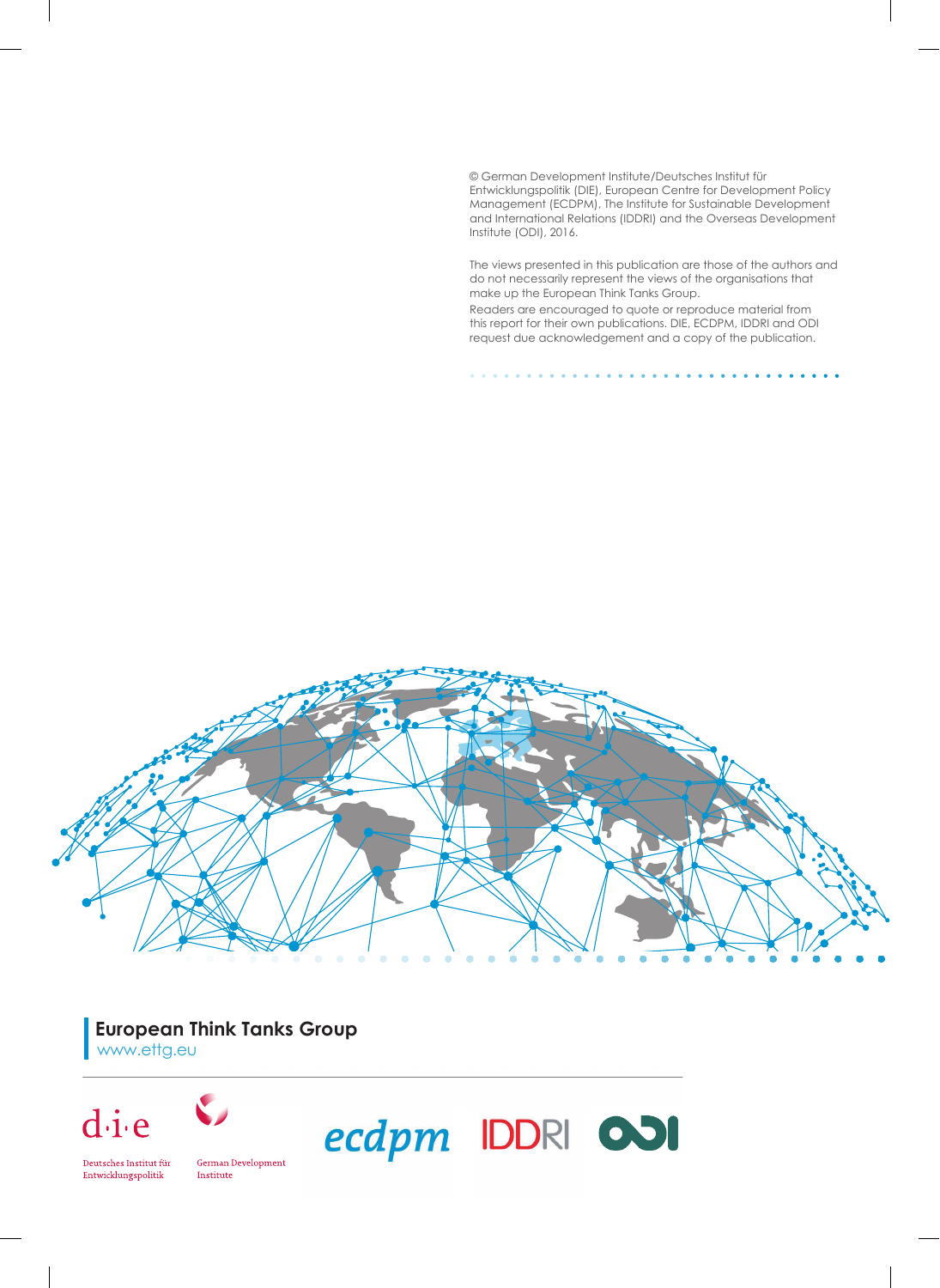© German Development Institute/Deutsches Institut für Entwicklungspolitik (DIE), European Centre for Development Policy Management (ECDPM), The Institute for Sustainable Development and International Relations (IDDRI) and the Overseas Development Institute (ODI), 2016.

The views presented in this publication are those of the authors and do not necessarily represent the views of the organisations that make up the European Think Tanks Group.

Readers are encouraged to quote or reproduce material from this report for their own publications. DIE, ECDPM, IDDRI and ODI request due acknowledgement and a copy of the publication.

**European Think Tanks Group**
www.ettg.eu

d·i·e
Deutsches Institut für Entwicklungspolitik

German Development Institute

ecdpm

IDDRI

ODI